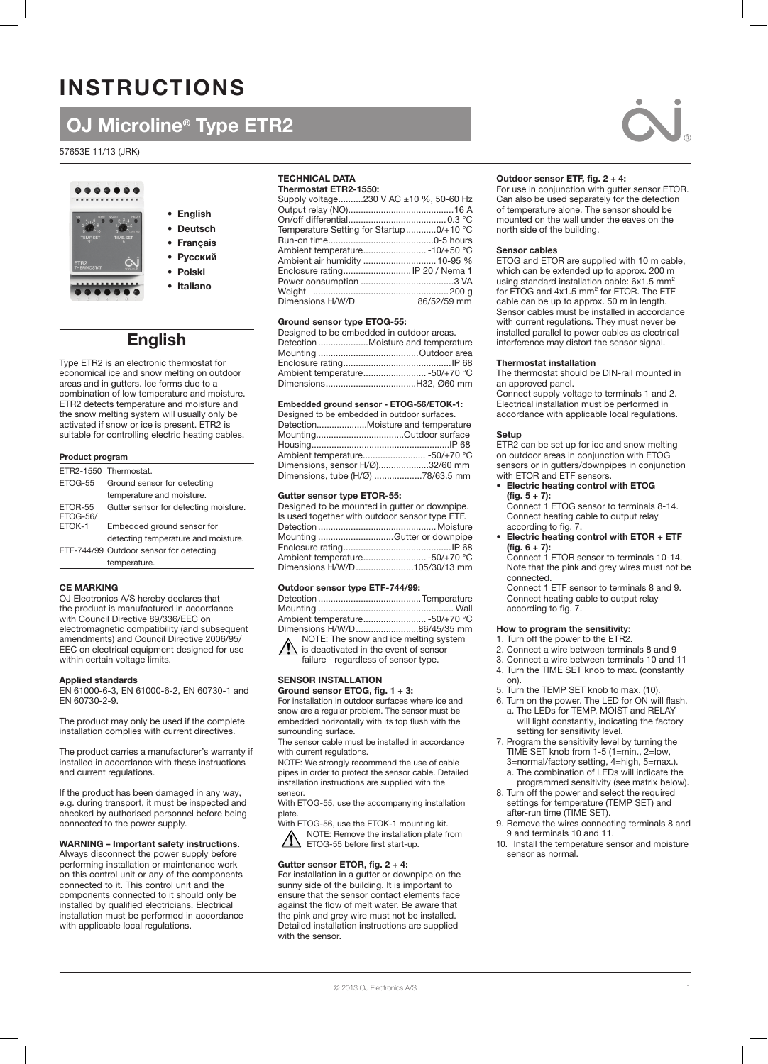# INSTRUCTIONS

## OJ Microline® Type ETR2

57653E 11/13 (JRK)

- English
- Deutsch
- Français
- Русский
- Polski
- Italiano

## English

Type ETR2 is an electronic thermostat for economical ice and snow melting on outdoor areas and in gutters. Ice forms due to a combination of low temperature and moisture. ETR2 detects temperature and moisture and the snow melting system will usually only be activated if snow or ice is present. ETR2 is suitable for controlling electric heating cables.

### Product program

| | |
|---|---|
| ETR2-1550 | Thermostat. |
| ETOG-55 | Ground sensor for detecting temperature and moisture. |
| ETOR-55 | Gutter sensor for detecting moisture. |
| ETOG-56/ ETOK-1 | Embedded ground sensor for detecting temperature and moisture. |
| ETF-744/99 | Outdoor sensor for detecting temperature. |

### CE MARKING

OJ Electronics A/S hereby declares that the product is manufactured in accordance with Council Directive 89/336/EEC on electromagnetic compatibility (and subsequent amendments) and Council Directive 2006/95/EEC on electrical equipment designed for use within certain voltage limits.

### Applied standards

EN 61000-6-3, EN 61000-6-2, EN 60730-1 and EN 60730-2-9.

The product may only be used if the complete installation complies with current directives.

The product carries a manufacturer's warranty if installed in accordance with these instructions and current regulations.

If the product has been damaged in any way, e.g. during transport, it must be inspected and checked by authorised personnel before being connected to the power supply.

### WARNING – Important safety instructions.

Always disconnect the power supply before performing installation or maintenance work on this control unit or any of the components connected to it. This control unit and the components connected to it should only be installed by qualified electricians. Electrical installation must be performed in accordance with applicable local regulations.

### TECHNICAL DATA

**Thermostat ETR2-1550:**

| | |
|---|---|
| Supply voltage | 230 V AC ±10 %, 50-60 Hz |
| Output relay (NO) | 16 A |
| On/off differential | 0.3 °C |
| Temperature Setting for Startup | 0/+10 °C |
| Run-on time | 0-5 hours |
| Ambient temperature | -10/+50 °C |
| Ambient air humidity | 10-95 % |
| Enclosure rating | IP 20 / Nema 1 |
| Power consumption | 3 VA |
| Weight | 200 g |
| Dimensions H/W/D | 86/52/59 mm |

**Ground sensor type ETOG-55:**

Designed to be embedded in outdoor areas.

| | |
|---|---|
| Detection | Moisture and temperature |
| Mounting | Outdoor area |
| Enclosure rating | IP 68 |
| Ambient temperature | -50/+70 °C |
| Dimensions | H32, Ø60 mm |

**Embedded ground sensor - ETOG-56/ETOK-1:**

Designed to be embedded in outdoor surfaces.

| | |
|---|---|
| Detection | Moisture and temperature |
| Mounting | Outdoor surface |
| Housing | IP 68 |
| Ambient temperature | -50/+70 °C |
| Dimensions, sensor H/Ø) | 32/60 mm |
| Dimensions, tube (H/Ø) | 78/63.5 mm |

**Gutter sensor type ETOR-55:**

Designed to be mounted in gutter or downpipe. Is used together with outdoor sensor type ETF.

| | |
|---|---|
| Detection | Moisture |
| Mounting | Gutter or downpipe |
| Enclosure rating | IP 68 |
| Ambient temperature | -50/+70 °C |
| Dimensions H/W/D | 105/30/13 mm |

**Outdoor sensor type ETF-744/99:**

| | |
|---|---|
| Detection | Temperature |
| Mounting | Wall |
| Ambient temperature | -50/+70 °C |
| Dimensions H/W/D | 86/45/35 mm |

⚠ NOTE: The snow and ice melting system is deactivated in the event of sensor failure - regardless of sensor type.

### SENSOR INSTALLATION

**Ground sensor ETOG, fig. 1 + 3:**

For installation in outdoor surfaces where ice and snow are a regular problem. The sensor must be embedded horizontally with its top flush with the surrounding surface.

The sensor cable must be installed in accordance with current regulations.

NOTE: We strongly recommend the use of cable pipes in order to protect the sensor cable. Detailed installation instructions are supplied with the sensor.

With ETOG-55, use the accompanying installation plate.

With ETOG-56, use the ETOK-1 mounting kit.

⚠ NOTE: Remove the installation plate from ETOG-55 before first start-up.

**Gutter sensor ETOR, fig. 2 + 4:**

For installation in a gutter or downpipe on the sunny side of the building. It is important to ensure that the sensor contact elements face against the flow of melt water. Be aware that the pink and grey wire must not be installed. Detailed installation instructions are supplied with the sensor.

**Outdoor sensor ETF, fig. 2 + 4:**

For use in conjunction with gutter sensor ETOR. Can also be used separately for the detection of temperature alone. The sensor should be mounted on the wall under the eaves on the north side of the building.

**Sensor cables**

ETOG and ETOR are supplied with 10 m cable, which can be extended up to approx. 200 m using standard installation cable: 6x1.5 mm² for ETOG and 4x1.5 mm² for ETOR. The ETF cable can be up to approx. 50 m in length. Sensor cables must be installed in accordance with current regulations. They must never be installed parallel to power cables as electrical interference may distort the sensor signal.

### Thermostat installation

The thermostat should be DIN-rail mounted in an approved panel.

Connect supply voltage to terminals 1 and 2. Electrical installation must be performed in accordance with applicable local regulations.

### Setup

ETR2 can be set up for ice and snow melting on outdoor areas in conjunction with ETOG sensors or in gutters/downpipes in conjunction with ETOR and ETF sensors.

- **Electric heating control with ETOG (fig. 5 + 7):**
  Connect 1 ETOG sensor to terminals 8-14. Connect heating cable to output relay according to fig. 7.
- **Electric heating control with ETOR + ETF (fig. 6 + 7):**
  Connect 1 ETOR sensor to terminals 10-14. Note that the pink and grey wires must not be connected.
  Connect 1 ETF sensor to terminals 8 and 9. Connect heating cable to output relay according to fig. 7.

### How to program the sensitivity:

1. Turn off the power to the ETR2.
2. Connect a wire between terminals 8 and 9
3. Connect a wire between terminals 10 and 11
4. Turn the TIME SET knob to max. (constantly on).
5. Turn the TEMP SET knob to max. (10).
6. Turn on the power. The LED for ON will flash.
   a. The LEDs for TEMP, MOIST and RELAY will light constantly, indicating the factory setting for sensitivity level.
7. Program the sensitivity level by turning the TIME SET knob from 1-5 (1=min., 2=low, 3=normal/factory setting, 4=high, 5=max.).
   a. The combination of LEDs will indicate the programmed sensitivity (see matrix below).
8. Turn off the power and select the required settings for temperature (TEMP SET) and after-run time (TIME SET).
9. Remove the wires connecting terminals 8 and 9 and terminals 10 and 11.
10. Install the temperature sensor and moisture sensor as normal.

© 2013 OJ Electronics A/S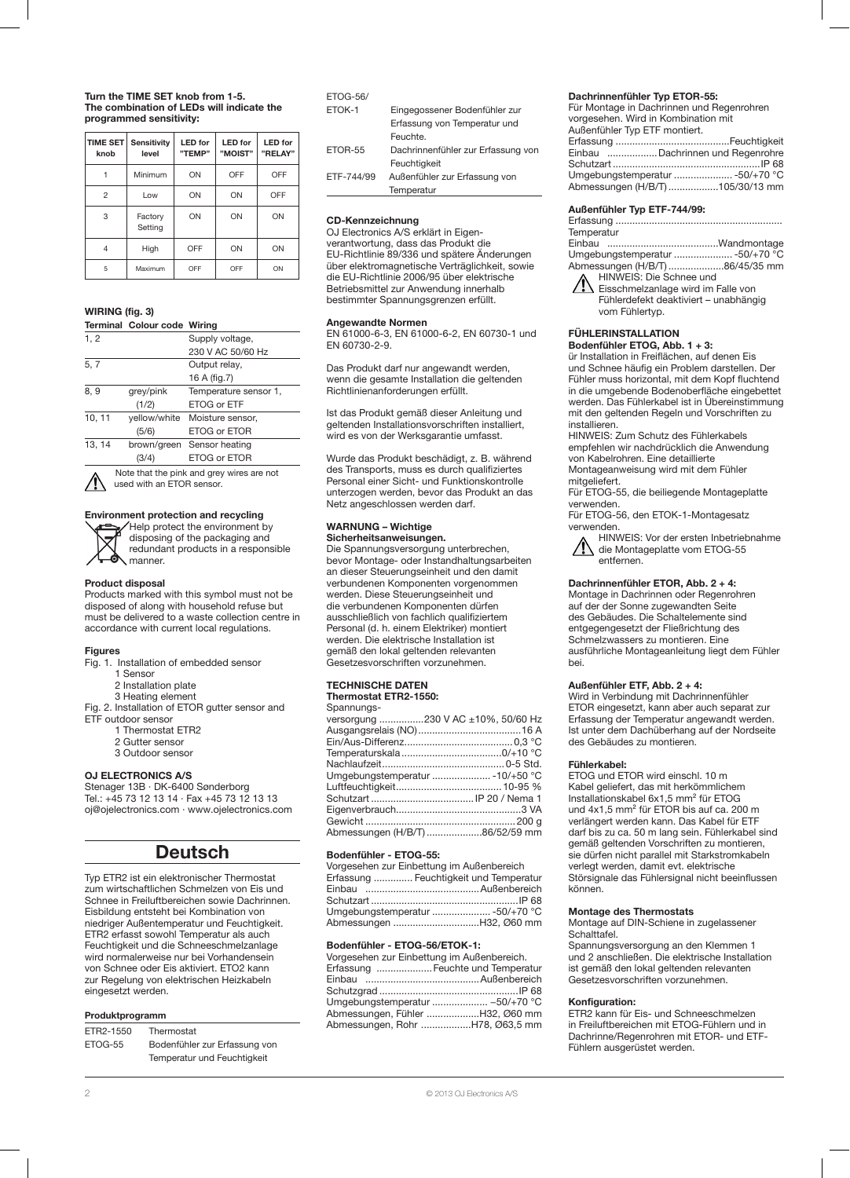**Turn the TIME SET knob from 1-5. The combination of LEDs will indicate the programmed sensitivity:**

| TIME SET knob | Sensitivity level | LED for "TEMP" | LED for "MOIST" | LED for "RELAY" |
|---|---|---|---|---|
| 1 | Minimum | ON | OFF | OFF |
| 2 | Low | ON | ON | OFF |
| 3 | Factory Setting | ON | ON | ON |
| 4 | High | OFF | ON | ON |
| 5 | Maximum | OFF | OFF | ON |

### WIRING (fig. 3)

| Terminal | Colour code | Wiring |
|---|---|---|
| 1, 2 | | Supply voltage, 230 V AC 50/60 Hz |
| 5, 7 | | Output relay, 16 A (fig.7) |
| 8, 9 | grey/pink (1/2) | Temperature sensor 1, ETOG or ETF |
| 10, 11 | yellow/white (5/6) | Moisture sensor, ETOG or ETOR |
| 13, 14 | brown/green (3/4) | Sensor heating ETOG or ETOR |

⚠ Note that the pink and grey wires are not used with an ETOR sensor.

### Environment protection and recycling

Help protect the environment by disposing of the packaging and redundant products in a responsible manner.

### Product disposal

Products marked with this symbol must not be disposed of along with household refuse but must be delivered to a waste collection centre in accordance with current local regulations.

### Figures

Fig. 1. Installation of embedded sensor
1 Sensor
2 Installation plate
3 Heating element

Fig. 2. Installation of ETOR gutter sensor and ETF outdoor sensor
1 Thermostat ETR2
2 Gutter sensor
3 Outdoor sensor

### OJ ELECTRONICS A/S

Stenager 13B · DK-6400 Sønderborg
Tel.: +45 73 12 13 14 · Fax +45 73 12 13 13
oj@ojelectronics.com · www.ojelectronics.com

# Deutsch

Typ ETR2 ist ein elektronischer Thermostat zum wirtschaftlichen Schmelzen von Eis und Schnee in Freiluftbereichen sowie Dachrinnen. Eisbildung entsteht bei Kombination von niedriger Außentemperatur und Feuchtigkeit. ETR2 erfasst sowohl Temperatur als auch Feuchtigkeit und die Schneeschmelzanlage wird normalerweise nur bei Vorhandensein von Schnee oder Eis aktiviert. ETO2 kann zur Regelung von elektrischen Heizkabeln eingesetzt werden.

### Produktprogramm

| | |
|---|---|
| ETR2-1550 | Thermostat |
| ETOG-55 | Bodenfühler zur Erfassung von Temperatur und Feuchtigkeit |
| ETOG-56/ ETOK-1 | Eingegossener Bodenfühler zur Erfassung von Temperatur und Feuchte. |
| ETOR-55 | Dachrinnenfühler zur Erfassung von Feuchtigkeit |
| ETF-744/99 | Außenfühler zur Erfassung von Temperatur |

### CD-Kennzeichnung

OJ Electronics A/S erklärt in Eigenverantwortung, dass das Produkt die EU-Richtlinie 89/336 und spätere Änderungen über elektromagnetische Verträglichkeit, sowie die EU-Richtlinie 2006/95 über elektrische Betriebsmittel zur Anwendung innerhalb bestimmter Spannungsgrenzen erfüllt.

### Angewandte Normen

EN 61000-6-3, EN 61000-6-2, EN 60730-1 und EN 60730-2-9.

Das Produkt darf nur angewandt werden, wenn die gesamte Installation die geltenden Richtlinienanforderungen erfüllt.

Ist das Produkt gemäß dieser Anleitung und geltenden Installationsvorschriften installiert, wird es von der Werksgarantie umfasst.

Wurde das Produkt beschädigt, z. B. während des Transports, muss es durch qualifiziertes Personal einer Sicht- und Funktionskontrolle unterzogen werden, bevor das Produkt an das Netz angeschlossen werden darf.

### WARNUNG – Wichtige Sicherheitsanweisungen.

Die Spannungsversorgung unterbrechen, bevor Montage- oder Instandhaltungsarbeiten an dieser Steuerungseinheit und den damit verbundenen Komponenten vorgenommen werden. Diese Steuerungseinheit und die verbundenen Komponenten dürfen ausschließlich von fachlich qualifiziertem Personal (d. h. einem Elektriker) montiert werden. Die elektrische Installation ist gemäß den lokal geltenden relevanten Gesetzesvorschriften vorzunehmen.

### TECHNISCHE DATEN

**Thermostat ETR2-1550:**

Spannungsversorgung ................230 V AC ±10%, 50/60 Hz
Ausgangsrelais (NO) ....................................16 A
Ein/Aus-Differenz ......................................0,3 °C
Temperaturskala ....................................0/+10 °C
Nachlaufzeit ...........................................0-5 Std.
Umgebungstemperatur ..................... -10/+50 °C
Luftfeuchtigkeit .....................................10-95 %
Schutzart ..................................... IP 20 / Nema 1
Eigenverbrauch............................................3 VA
Gewicht ......................................................200 g
Abmessungen (H/B/T) ....................86/52/59 mm

**Bodenfühler - ETOG-55:**

Vorgesehen zur Einbettung im Außenbereich
Erfassung .............. Feuchtigkeit und Temperatur
Einbau ........................................Außenbereich
Schutzart ....................................................IP 68
Umgebungstemperatur ..................... -50/+70 °C
Abmessungen ..............................H32, Ø60 mm

**Bodenfühler - ETOG-56/ETOK-1:**

Vorgesehen zur Einbettung im Außenbereich.
Erfassung ....................Feuchte und Temperatur
Einbau ........................................Außenbereich
Schutzgrad ..................................................IP 68
Umgebungstemperatur .................... –50/+70 °C
Abmessungen, Fühler ...................H32, Ø60 mm
Abmessungen, Rohr ..................H78, Ø63,5 mm

**Dachrinnenfühler Typ ETOR-55:**

Für Montage in Dachrinnen und Regenrohren vorgesehen. Wird in Kombination mit Außenfühler Typ ETF montiert.
Erfassung .........................................Feuchtigkeit
Einbau ..................Dachrinnen und Regenrohre
Schutzart ....................................................IP 68
Umgebungstemperatur ..................... -50/+70 °C
Abmessungen (H/B/T) ..................105/30/13 mm

**Außenfühler Typ ETF-744/99:**

Erfassung ............................................................ Temperatur
Einbau ........................................Wandmontage
Umgebungstemperatur ..................... -50/+70 °C
Abmessungen (H/B/T) ....................86/45/35 mm

⚠ HINWEIS: Die Schnee und Eisschmelzanlage wird im Falle von Fühlerdefekt deaktiviert – unabhängig vom Fühlertyp.

### FÜHLERINSTALLATION

**Bodenfühler ETOG, Abb. 1 + 3:**

ür Installation in Freiflächen, auf denen Eis und Schnee häufig ein Problem darstellen. Der Fühler muss horizontal, mit dem Kopf fluchtend in die umgebende Bodenoberfläche eingebettet werden. Das Fühlerkabel ist in Übereinstimmung mit den geltenden Regeln und Vorschriften zu installieren.

HINWEIS: Zum Schutz des Fühlerkabels empfehlen wir nachdrücklich die Anwendung von Kabelrohren. Eine detaillierte Montageanweisung wird mit dem Fühler mitgeliefert.

Für ETOG-55, die beiliegende Montageplatte verwenden.

Für ETOG-56, den ETOK-1-Montagesatz verwenden.

⚠ HINWEIS: Vor der ersten Inbetriebnahme die Montageplatte vom ETOG-55 entfernen.

**Dachrinnenfühler ETOR, Abb. 2 + 4:**

Montage in Dachrinnen oder Regenrohren auf der der Sonne zugewandten Seite des Gebäudes. Die Schaltelemente sind entgegengesetzt der Fließrichtung des Schmelzwassers zu montieren. Eine ausführliche Montageanleitung liegt dem Fühler bei.

**Außenfühler ETF, Abb. 2 + 4:**

Wird in Verbindung mit Dachrinnenfühler ETOR eingesetzt, kann aber auch separat zur Erfassung der Temperatur angewandt werden. Ist unter dem Dachüberhang auf der Nordseite des Gebäudes zu montieren.

**Fühlerkabel:**

ETOG und ETOR wird einschl. 10 m Kabel geliefert, das mit herkömmlichem Installationskabel 6x1,5 mm² für ETOG und 4x1,5 mm² für ETOR bis auf ca. 200 m verlängert werden kann. Das Kabel für ETF darf bis zu ca. 50 m lang sein. Fühlerkabel sind gemäß geltenden Vorschriften zu montieren, sie dürfen nicht parallel mit Starkstromkabeln verlegt werden, damit evt. elektrische Störsignale das Fühlersignal nicht beeinflussen können.

**Montage des Thermostats**

Montage auf DIN-Schiene in zugelassener Schalttafel.
Spannungsversorgung an den Klemmen 1 und 2 anschließen. Die elektrische Installation ist gemäß den lokal geltenden relevanten Gesetzesvorschriften vorzunehmen.

**Konfiguration:**

ETR2 kann für Eis- und Schneeschmelzen in Freiluftbereichen mit ETOG-Fühlern und in Dachrinnen/Regenrohren mit ETOR- und ETF-Fühlern ausgerüstet werden.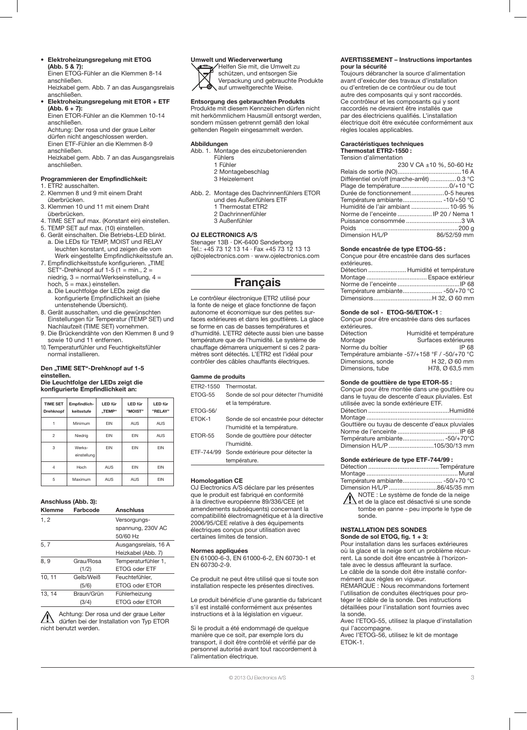- **Elektroheizungsregelung mit ETOG (Abb. 5 & 7):** Einen ETOG-Fühler an die Klemmen 8-14 anschließen. Heizkabel gem. Abb. 7 an das Ausgangsrelais anschließen.
- **Elektroheizungsregelung mit ETOR + ETF (Abb. 6 + 7):** Einen ETOR-Fühler an die Klemmen 10-14 anschließen. Achtung: Der rosa und der graue Leiter dürfen nicht angeschlossen werden. Einen ETF-Fühler an die Klemmen 8-9 anschließen. Heizkabel gem. Abb. 7 an das Ausgangsrelais anschließen.

**Programmieren der Empfindlichkeit:**

1. ETR2 ausschalten.
2. Klemmen 8 und 9 mit einem Draht überbrücken.
3. Klemmen 10 und 11 mit einem Draht überbrücken.
4. TIME SET auf max. (Konstant ein) einstellen.
5. TEMP SET auf max. (10) einstellen.
6. Gerät einschalten. Die Betriebs-LED blinkt.
   a. Die LEDs für TEMP, MOIST und RELAY leuchten konstant, und zeigen die vom Werk eingestellte Empfindlichkeitsstufe an.
7. Empfindlichkeitsstufe konfigurieren. „TIME SET"-Drehknopf auf 1-5 (1 = min., 2 = niedrig, 3 = normal/Werkseinstellung, 4 = hoch, 5 = max.) einstellen.
   a. Die Leuchtfolge der LEDs zeigt die konfigurierte Empfindlichkeit an (siehe untenstehende Übersicht).
8. Gerät ausschalten, und die gewünschten Einstellungen für Temperatur (TEMP SET) und Nachlaufzeit (TIME SET) vornehmen.
9. Die Brückendrähte von den Klemmen 8 und 9 sowie 10 und 11 entfernen.
10. Temperaturfühler und Feuchtigkeitsfühler normal installieren.

**Den „TIME SET"-Drehknopf auf 1-5 einstellen.**
**Die Leuchtfolge der LEDs zeigt die konfigurierte Empfindlichkeit an:**

| TIME SET Drehknopf | Empfindlich-keitsstufe | LED für „TEMP" | LED für "MOIST" | LED für "RELAY" |
|---|---|---|---|---|
| 1 | Minimum | EIN | AUS | AUS |
| 2 | Niedrig | EIN | EIN | AUS |
| 3 | Werks-einstellung | EIN | EIN | EIN |
| 4 | Hoch | AUS | EIN | EIN |
| 5 | Maximum | AUS | AUS | EIN |

**Anschluss (Abb. 3):**

| Klemme | Farbcode | Anschluss |
|---|---|---|
| 1, 2 | | Versorgungs-spannung, 230V AC 50/60 Hz |
| 5, 7 | | Ausgangsrelais, 16 A Heizkabel (Abb. 7) |
| 8, 9 | Grau/Rosa (1/2) | Temperaturfühler 1, ETOG oder ETF |
| 10, 11 | Gelb/Weiß (5/6) | Feuchtefühler, ETOG oder ETOR |
| 13, 14 | Braun/Grün (3/4) | Fühlerheizung ETOG oder ETOR |

⚠ Achtung: Der rosa und der graue Leiter dürfen bei der Installation von Typ ETOR nicht benutzt werden.

**Umwelt und Wiederverwertung**

Helfen Sie mit, die Umwelt zu schützen, und entsorgen Sie Verpackung und gebrauchte Produkte auf umweltgerechte Weise.

**Entsorgung des gebrauchten Produkts**

Produkte mit diesem Kennzeichen dürfen nicht mit herkömmlichem Hausmüll entsorgt werden, sondern müssen getrennt gemäß den lokal geltenden Regeln eingesammelt werden.

**Abbildungen**

Abb. 1. Montage des einzubetonierenden Fühlers
1 Fühler
2 Montagebeschlag
3 Heizelement

Abb. 2. Montage des Dachrinnenfühlers ETOR und des Außenfühlers ETF
1 Thermostat ETR2
2 Dachrinnenfühler
3 Außenfühler

**OJ ELECTRONICS A/S**
Stenager 13B · DK-6400 Sønderborg
Tel.: +45 73 12 13 14 · Fax +45 73 12 13 13
oj@ojelectronics.com · www.ojelectronics.com

# Français

Le contrôleur électronique ETR2 utilisé pour la fonte de neige et glace fonctionne de façon autonome et économique sur des petites surfaces extérieures et dans les gouttières. La glace se forme en cas de basses températures et d'humidité. L'ETR2 détecte aussi bien une basse température que de l'humidité. Le système de chauffage démarrera uniquement si ces 2 paramètres sont détectés. L'ETR2 est l'idéal pour contrôler des câbles chauffants électriques.

**Gamme de produits**

| | |
|---|---|
| ETR2-1550 | Thermostat. |
| ETOG-55 | Sonde de sol pour détecter l'humidité et la température. |
| ETOG-56/ ETOK-1 | Sonde de sol encastrée pour détecter l'humidité et la température. |
| ETOR-55 | Sonde de gouttière pour détecter l'humidité. |
| ETF-744/99 | Sonde extérieure pour détecter la température. |

**Homologation CE**

OJ Electronics A/S déclare par les présentes que le produit est fabriqué en conformité à la directive européenne 89/336/CEE (et amendements subséquents) concernant la compatibilité électromagnétique et à la directive 2006/95/CEE relative à des équipements électriques conçus pour utilisation avec certaines limites de tension.

**Normes appliquées**

EN 61000-6-3, EN 61000-6-2, EN 60730-1 et EN 60730-2-9.

Ce produit ne peut être utilisé que si toute son installation respecte les présentes directives.

Le produit bénéficie d'une garantie du fabricant s'il est installé conformément aux présentes instructions et à la législation en vigueur.

Si le produit a été endommagé de quelque manière que ce soit, par exemple lors du transport, il doit être contrôlé et vérifié par de personnel autorisé avant tout raccordement à l'alimentation électrique.

**AVERTISSEMENT – Instructions importantes pour la sécurité**

Toujours débrancher la source d'alimentation avant d'exécuter des travaux d'installation ou d'entretien de ce contrôleur ou de tout autre des composants qui y sont raccordés. Ce contrôleur et les composants qui y sont raccordés ne devraient être installés que par des électriciens qualifiés. L'installation électrique doit être exécutée conformément aux règles locales applicables.

**Caractéristiques techniques**
**Thermostat ETR2-1550 :**

| | |
|---|---|
| Tension d'alimentation | 230 V CA ±10 %, 50-60 Hz |
| Relais de sortie (NO) | 16 A |
| Différentiel on/off (marche-arrêt) | 0.3 °C |
| Plage de température | 0/+10 °C |
| Durée de fonctionnement | 0-5 heures |
| Température ambiante | -10/+50 °C |
| Humidité de l'air ambiant | 10-95 % |
| Norme de l'enceinte | IP 20 / Nema 1 |
| Puissance consommée | 3 VA |
| Poids | 200 g |
| Dimension H/L/P | 86/52/59 mm |

**Sonde encastrée de type ETOG-55 :**

Conçue pour être encastrée dans des surfaces extérieures.

| | |
|---|---|
| Détection | Humidité et température |
| Montage | Espace extérieur |
| Norme de l'enceinte | IP 68 |
| Température ambiante | -50/+70 °C |
| Dimensions | H 32, Ø 60 mm |

**Sonde de sol - ETOG-56/ETOK-1 :**

Conçue pour être encastrée dans des surfaces extérieures.

| | |
|---|---|
| Détection | Humidité et température |
| Montage | Surfaces extérieures |
| Norme du boîtier | IP 68 |
| Température ambiante | -57/+158 °F / -50/+70 °C |
| Dimensions, sonde | H 32, Ø 60 mm |
| Dimensions, tube | H78, Ø 63,5 mm |

**Sonde de gouttière de type ETOR-55 :**

Conçue pour être montée dans une gouttière ou dans le tuyau de descente d'eaux pluviales. Est utilisée avec la sonde extérieure ETF.

| | |
|---|---|
| Détection | Humidité |
| Montage | Gouttière ou tuyau de descente d'eaux pluviales |
| Norme de l'enceinte | IP 68 |
| Température ambiante | -50/+70°C |
| Dimension H/L/P | 105/30/13 mm |

**Sonde extérieure de type ETF-744/99 :**

| | |
|---|---|
| Détection | Température |
| Montage | Mural |
| Température ambiante | -50/+70 °C |
| Dimension H/L/P | 86/45/35 mm |

⚠ NOTE : Le système de fonde de la neige et de la glace est désactivé si une sonde tombe en panne - peu importe le type de sonde.

**INSTALLATION DES SONDES**
**Sonde de sol ETOG, fig. 1 + 3:**

Pour installation dans les surfaces extérieures où la glace et la neige sont un problème récurrent. La sonde doit être encastrée à l'horizontale avec le dessus affleurant la surface. Le câble de la sonde doit être installé conformément aux règles en vigueur.
REMARQUE : Nous recommandons fortement l'utilisation de conduites électriques pour protéger le câble de la sonde. Des instructions détaillées pour l'installation sont fournies avec la sonde.
Avec l'ETOG-55, utilisez la plaque d'installation qui l'accompagne.
Avec l'ETOG-56, utilisez le kit de montage ETOK-1.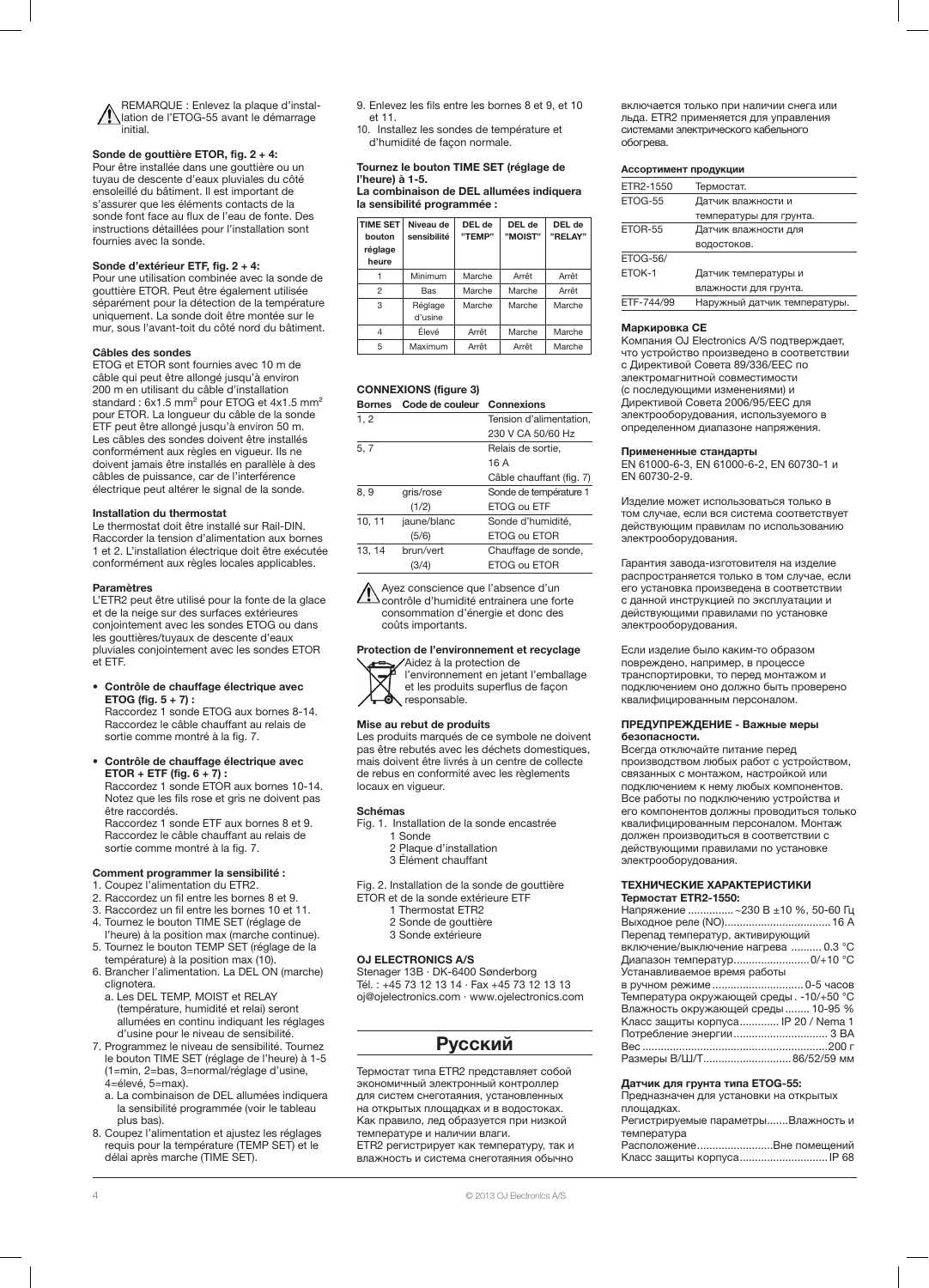⚠ REMARQUE : Enlevez la plaque d'installation de l'ETOG-55 avant le démarrage initial.

**Sonde de gouttière ETOR, fig. 2 + 4:**
Pour être installée dans une gouttière ou un tuyau de descente d'eaux pluviales du côté ensoleillé du bâtiment. Il est important de s'assurer que les éléments contacts de la sonde font face au flux de l'eau de fonte. Des instructions détaillées pour l'installation sont fournies avec la sonde.

**Sonde d'extérieur ETF, fig. 2 + 4:**
Pour une utilisation combinée avec la sonde de gouttière ETOR. Peut être également utilisée séparément pour la détection de la température uniquement. La sonde doit être montée sur le mur, sous l'avant-toit du côté nord du bâtiment.

**Câbles des sondes**
ETOG et ETOR sont fournies avec 10 m de câble qui peut être allongé jusqu'à environ 200 m en utilisant du câble d'installation standard : 6x1.5 mm² pour ETOG et 4x1.5 mm² pour ETOR. La longueur du câble de la sonde ETF peut être allongé jusqu'à environ 50 m. Les câbles des sondes doivent être installés conformément aux règles en vigueur. Ils ne doivent jamais être installés en parallèle à des câbles de puissance, car de l'interférence électrique peut altérer le signal de la sonde.

**Installation du thermostat**
Le thermostat doit être installé sur Rail-DIN. Raccorder la tension d'alimentation aux bornes 1 et 2. L'installation électrique doit être exécutée conformément aux règles locales applicables.

**Paramètres**
L'ETR2 peut être utilisé pour la fonte de la glace et de la neige sur des surfaces extérieures conjointement avec les sondes ETOG ou dans les gouttières/tuyaux de descente d'eaux pluviales conjointement avec les sondes ETOR et ETF.

- **Contrôle de chauffage électrique avec ETOG (fig. 5 + 7) :**
  Raccordez 1 sonde ETOG aux bornes 8-14. Raccordez le câble chauffant au relais de sortie comme montré à la fig. 7.

- **Contrôle de chauffage électrique avec ETOR + ETF (fig. 6 + 7) :**
  Raccordez 1 sonde ETOR aux bornes 10-14. Notez que les fils rose et gris ne doivent pas être raccordés.
  Raccordez 1 sonde ETF aux bornes 8 et 9. Raccordez le câble chauffant au relais de sortie comme montré à la fig. 7.

**Comment programmer la sensibilité :**

1. Coupez l'alimentation du ETR2.
2. Raccordez un fil entre les bornes 8 et 9.
3. Raccordez un fil entre les bornes 10 et 11.
4. Tournez le bouton TIME SET (réglage de l'heure) à la position max (marche continue).
5. Tournez le bouton TEMP SET (réglage de la température) à la position max (10).
6. Brancher l'alimentation. La DEL ON (marche) clignotera.
   a. Les DEL TEMP, MOIST et RELAY (température, humidité et relai) seront allumées en continu indiquant les réglages d'usine pour le niveau de sensibilité.
7. Programmez le niveau de sensibilité. Tournez le bouton TIME SET (réglage de l'heure) à 1-5 (1=min, 2=bas, 3=normal/réglage d'usine, 4=élevé, 5=max).
   a. La combinaison de DEL allumées indiquera la sensibilité programmée (voir le tableau plus bas).
8. Coupez l'alimentation et ajustez les réglages requis pour la température (TEMP SET) et le délai après marche (TIME SET).
9. Enlevez les fils entre les bornes 8 et 9, et 10 et 11.
10. Installez les sondes de température et d'humidité de façon normale.

**Tournez le bouton TIME SET (réglage de l'heure) à 1-5.**
**La combinaison de DEL allumées indiquera la sensibilité programmée :**

| TIME SET bouton réglage heure | Niveau de sensibilité | DEL de "TEMP" | DEL de "MOIST" | DEL de "RELAY" |
|---|---|---|---|---|
| 1 | Minimum | Marche | Arrêt | Arrêt |
| 2 | Bas | Marche | Marche | Arrêt |
| 3 | Réglage d'usine | Marche | Marche | Marche |
| 4 | Élevé | Arrêt | Marche | Marche |
| 5 | Maximum | Arrêt | Arrêt | Marche |

**CONNEXIONS (figure 3)**

| Bornes | Code de couleur | Connexions |
|---|---|---|
| 1, 2 | | Tension d'alimentation, 230 V CA 50/60 Hz |
| 5, 7 | | Relais de sortie, 16 A Câble chauffant (fig. 7) |
| 8, 9 | gris/rose (1/2) | Sonde de température 1 ETOG ou ETF |
| 10, 11 | jaune/blanc (5/6) | Sonde d'humidité, ETOG ou ETOR |
| 13, 14 | brun/vert (3/4) | Chauffage de sonde, ETOG ou ETOR |

⚠ Ayez conscience que l'absence d'un contrôle d'humidité entrainera une forte consommation d'énergie et donc des coûts importants.

**Protection de l'environnement et recyclage**
Aidez à la protection de l'environnement en jetant l'emballage et les produits superflus de façon responsable.

**Mise au rebut de produits**
Les produits marqués de ce symbole ne doivent pas être rebutés avec les déchets domestiques, mais doivent être livrés à un centre de collecte de rebus en conformité avec les règlements locaux en vigueur.

**Schémas**
Fig. 1. Installation de la sonde encastrée
1 Sonde
2 Plaque d'installation
3 Élément chauffant

Fig. 2. Installation de la sonde de gouttière ETOR et de la sonde extérieure ETF
1 Thermostat ETR2
2 Sonde de gouttière
3 Sonde extérieure

**OJ ELECTRONICS A/S**
Stenager 13B · DK-6400 Sønderborg
Tél. : +45 73 12 13 14 · Fax +45 73 12 13 13
oj@ojelectronics.com · www.ojelectronics.com

# Русский

Термостат типа ETR2 представляет собой экономичный электронный контроллер для систем снеготаяния, установленных на открытых площадках и в водостоках. Как правило, лед образуется при низкой температуре и наличии влаги.
ETR2 регистрирует как температуру, так и влажность и система снеготаяния обычно включается только при наличии снега или льда. ETR2 применяется для управления системами электрического кабельного обогрева.

**Ассортимент продукции**

| | |
|---|---|
| ETR2-1550 | Термостат. |
| ETOG-55 | Датчик влажности и температуры для грунта. |
| ETOR-55 | Датчик влажности для водостоков. |
| ETOG-56/ ETOK-1 | Датчик температуры и влажности для грунта. |
| ETF-744/99 | Наружный датчик температуры. |

**Маркировка CE**
Компания OJ Electronics A/S подтверждает, что устройство произведено в соответствии с Директивой Совета 89/336/EEC по электромагнитной совместимости (с последующими изменениями) и Директивой Совета 2006/95/EEC для электрооборудования, используемого в определенном диапазоне напряжения.

**Примененные стандарты**
EN 61000-6-3, EN 61000-6-2, EN 60730-1 и EN 60730-2-9.

Изделие может использоваться только в том случае, если вся система соответствует действующим правилам по использованию электрооборудования.

Гарантия завода-изготовителя на изделие распространяется только в том случае, если его установка произведена в соответствии с данной инструкцией по эксплуатации и действующими правилами по установке электрооборудования.

Если изделие было каким-то образом повреждено, например, в процессе транспортировки, то перед монтажом и подключением оно должно быть проверено квалифицированным персоналом.

**ПРЕДУПРЕЖДЕНИЕ - Важные меры безопасности.**
Всегда отключайте питание перед производством любых работ с устройством, связанных с монтажом, настройкой или подключением к нему любых компонентов. Все работы по подключению устройства и его компонентов должны проводиться только квалифицированным персоналом. Монтаж должен производиться в соответствии с действующими правилами по установке электрооборудования.

**ТЕХНИЧЕСКИЕ ХАРАКТЕРИСТИКИ**
**Термостат ETR2-1550:**
Напряжение ............... ~230 В ±10 %, 50-60 Гц
Выходное реле (NO)................................... 16 А
Перепад температур, активирующий включение/выключение нагрева ........... 0.3 °C
Диапазон температур......................... 0/+10 °C
Устанавливаемое время работы в ручном режиме.............................. 0-5 часов
Температура окружающей среды . -10/+50 °C
Влажность окружающей среды ........ 10-95 %
Класс защиты корпуса............. IP 20 / Nema 1
Потребление энергии............................... 3 ВА
Вес ............................................................200 г
Размеры В/Ш/Т............................. 86/52/59 мм

**Датчик для грунта типа ETOG-55:**
Предназначен для установки на открытых площадках.
Регистрируемые параметры.......Влажность и температура
Расположение.........................Вне помещений
Класс защиты корпуса............................. IP 68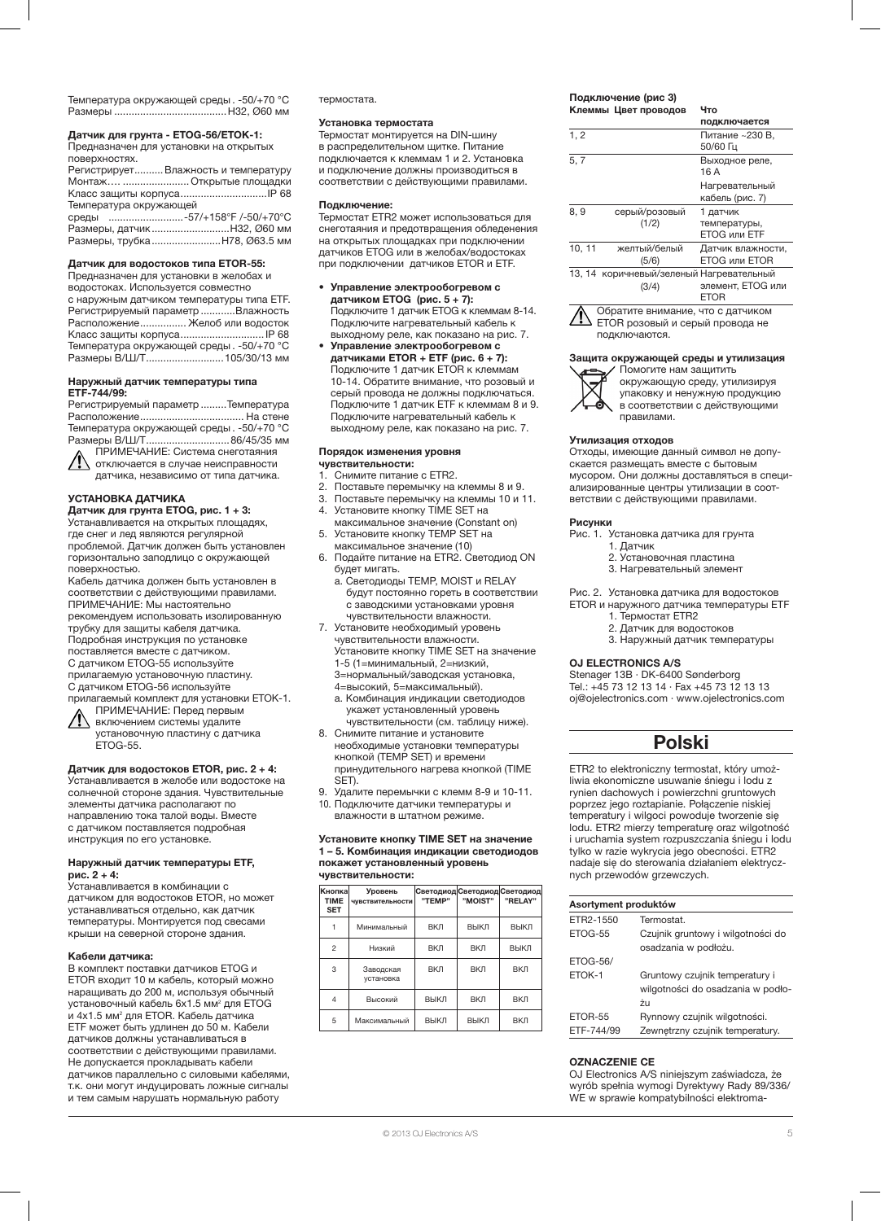Температура окружающей среды . -50/+70 °C
Размеры .......................................H32, Ø60 мм

**Датчик для грунта - ETOG-56/ETOK-1:**
Предназначен для установки на открытых поверхностях.
Регистрирует.......... Влажность и температуру
Монтаж…. ...................... Открытые площадки
Класс защиты корпуса..............................IP 68
Температура окружающей
среды ..........................-57/+158°F /-50/+70°C
Размеры, датчик...........................H32, Ø60 мм
Размеры, трубка........................H78, Ø63.5 мм

**Датчик для водостоков типа ETOR-55:**
Предназначен для установки в желобах и водостоках. Используется совместно с наружным датчиком температуры типа ETF.
Регистрируемый параметр ............Влажность
Расположение................ Желоб или водосток
Класс защиты корпуса.............................IP 68
Температура окружающей среды . -50/+70 °C
Размеры В/Ш/Т...........................105/30/13 мм

**Наружный датчик температуры типа ETF-744/99:**
Регистрируемый параметр .........Температура
Расположение.................................... На стене
Температура окружающей среды . -50/+70 °C
Размеры В/Ш/Т.............................86/45/35 мм

ПРИМЕЧАНИЕ: Система снеготаяния отключается в случае неисправности датчика, независимо от типа датчика.

## УСТАНОВКА ДАТЧИКА

**Датчик для грунта ETOG, рис. 1 + 3:**
Устанавливается на открытых площадях, где снег и лед являются регулярной проблемой. Датчик должен быть установлен горизонтально заподлицо с окружающей поверхностью.
Кабель датчика должен быть установлен в соответствии с действующими правилами.
ПРИМЕЧАНИЕ: Мы настоятельно рекомендуем использовать изолированную трубку для защиты кабеля датчика.
Подробная инструкция по установке поставляется вместе с датчиком.
С датчиком ETOG-55 используйте прилагаемую установочную пластину.
С датчиком ETOG-56 используйте прилагаемый комплект для установки ETOK-1.

ПРИМЕЧАНИЕ: Перед первым включением системы удалите установочную пластину с датчика ETOG-55.

**Датчик для водостоков ETOR, рис. 2 + 4:**
Устанавливается в желобе или водостоке на солнечной стороне здания. Чувствительные элементы датчика располагают по направлению тока талой воды. Вместе с датчиком поставляется подробная инструкция по его установке.

**Наружный датчик температуры ETF, рис. 2 + 4:**
Устанавливается в комбинации с датчиком для водостоков ETOR, но может устанавливаться отдельно, как датчик температуры. Монтируется под свесами крыши на северной стороне здания.

**Кабели датчика:**
В комплект поставки датчиков ETOG и ETOR входит 10 м кабель, который можно наращивать до 200 м, используя обычный установочный кабель 6x1.5 мм² для ETOG и 4x1.5 мм² для ETOR. Кабель датчика ETF может быть удлинен до 50 м. Кабели датчиков должны устанавливаться в соответствии с действующими правилами. Не допускается прокладывать кабели датчиков параллельно с силовыми кабелями, т.к. они могут индуцировать ложные сигналы и тем самым нарушать нормальную работу термостата.

**Установка термостата**
Термостат монтируется на DIN-шину в распределительном щитке. Питание подключается к клеммам 1 и 2. Установка и подключение должны производиться в соответствии с действующими правилами.

**Подключение:**
Термостат ETR2 может использоваться для снеготаяния и предотвращения обледенения на открытых площадках при подключении датчиков ETOG или в желобах/водостоках при подключении датчиков ETOR и ETF.

- **Управление электрообогревом с датчиком ETOG (рис. 5 + 7):**
  Подключите 1 датчик ETOG к клеммам 8-14. Подключите нагревательный кабель к выходному реле, как показано на рис. 7.
- **Управление электрообогревом с датчиками ETOR + ETF (рис. 6 + 7):**
  Подключите 1 датчик ETOR к клеммам 10-14. Обратите внимание, что розовый и серый провода не должны подключаться. Подключите 1 датчик ETF к клеммам 8 и 9. Подключите нагревательный кабель к выходному реле, как показано на рис. 7.

**Порядок изменения уровня чувствительности:**

1. Снимите питание с ETR2.
2. Поставьте перемычку на клеммы 8 и 9.
3. Поставьте перемычку на клеммы 10 и 11.
4. Установите кнопку TIME SET на максимальное значение (Constant on)
5. Установите кнопку TEMP SET на максимальное значение (10)
6. Подайте питание на ETR2. Светодиод ON будет мигать.
   a. Светодиоды TEMP, MOIST и RELAY будут постоянно гореть в соответствии с заводскими установками уровня чувствительности влажности.
7. Установите необходимый уровень чувствительности влажности. Установите кнопку TIME SET на значение 1-5 (1=минимальный, 2=низкий, 3=нормальный/заводская установка, 4=высокий, 5=максимальный).
   a. Комбинация индикации светодиодов укажет установленный уровень чувствительности (см. таблицу ниже).
8. Снимите питание и установите необходимые установки температуры кнопкой (TEMP SET) и времени принудительного нагрева кнопкой (TIME SET).
9. Удалите перемычки с клемм 8-9 и 10-11.
10. Подключите датчики температуры и влажности в штатном режиме.

**Установите кнопку TIME SET на значение 1 – 5. Комбинация индикации светодиодов покажет установленный уровень чувствительности:**

| Кнопка TIME SET | Уровень чувствительности | Светодиод "TEMP" | Светодиод "MOIST" | Светодиод "RELAY" |
|---|---|---|---|---|
| 1 | Минимальный | ВКЛ | ВЫКЛ | ВЫКЛ |
| 2 | Низкий | ВКЛ | ВКЛ | ВЫКЛ |
| 3 | Заводская установка | ВКЛ | ВКЛ | ВКЛ |
| 4 | Высокий | ВЫКЛ | ВКЛ | ВКЛ |
| 5 | Максимальный | ВЫКЛ | ВЫКЛ | ВКЛ |

**Подключение (рис 3)**

| Клеммы | Цвет проводов | Что подключается |
|---|---|---|
| 1, 2 | | Питание ~230 В, 50/60 Гц |
| 5, 7 | | Выходное реле, 16 А<br>Нагревательный кабель (рис. 7) |
| 8, 9 | серый/розовый (1/2) | 1 датчик температуры, ETOG или ETF |
| 10, 11 | желтый/белый (5/6) | Датчик влажности, ETOG или ETOR |
| 13, 14 | коричневый/зеленый (3/4) | Нагревательный элемент, ETOG или ETOR |

Обратите внимание, что с датчиком ETOR розовый и серый провода не подключаются.

**Защита окружающей среды и утилизация**
Помогите нам защитить окружающую среду, утилизируя упаковку и ненужную продукцию в соответствии с действующими правилами.

**Утилизация отходов**
Отходы, имеющие данный символ не допускается размещать вместе с бытовым мусором. Они должны доставляться в специализированные центры утилизации в соответствии с действующими правилами.

**Рисунки**
Рис. 1. Установка датчика для грунта
1. Датчик
2. Установочная пластина
3. Нагревательный элемент

Рис. 2. Установка датчика для водостоков ETOR и наружного датчика температуры ETF
1. Термостат ETR2
2. Датчик для водостоков
3. Наружный датчик температуры

**OJ ELECTRONICS A/S**
Stenager 13B · DK-6400 Sønderborg
Tel.: +45 73 12 13 14 · Fax +45 73 12 13 13
oj@ojelectronics.com · www.ojelectronics.com

# Polski

ETR2 to elektroniczny termostat, który umożliwia ekonomiczne usuwanie śniegu i lodu z rynien dachowych i powierzchni gruntowych poprzez jego roztapianie. Połączenie niskiej temperatury i wilgoci powoduje tworzenie się lodu. ETR2 mierzy temperaturę oraz wilgotność i uruchamia system rozpuszczania śniegu i lodu tylko w razie wykrycia jego obecności. ETR2 nadaje się do sterowania działaniem elektrycznych przewodów grzewczych.

| Asortyment produktów | |
|---|---|
| ETR2-1550 | Termostat. |
| ETOG-55 | Czujnik gruntowy i wilgotności do osadzania w podłożu. |
| ETOG-56/ ETOK-1 | Gruntowy czujnik temperatury i wilgotności do osadzania w podłożu |
| ETOR-55 | Rynnowy czujnik wilgotności. |
| ETF-744/99 | Zewnętrzny czujnik temperatury. |

**OZNACZENIE CE**
OJ Electronics A/S niniejszym zaświadcza, że wyrób spełnia wymogi Dyrektywy Rady 89/336/WE w sprawie kompatybilności elektroma-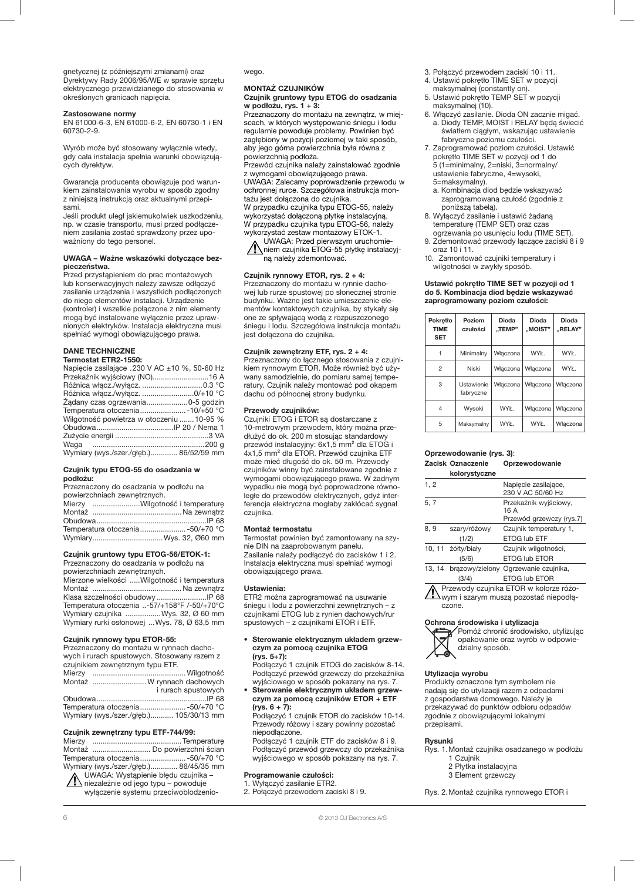gnetycznej (z późniejszymi zmianami) oraz Dyrektywy Rady 2006/95/WE w sprawie sprzętu elektrycznego przewidzianego do stosowania w określonych granicach napięcia.

**Zastosowane normy**

EN 61000-6-3, EN 61000-6-2, EN 60730-1 i EN 60730-2-9.

Wyrób może być stosowany wyłącznie wtedy, gdy cała instalacja spełnia warunki obowiązujących dyrektyw.

Gwarancja producenta obowiązuje pod warunkiem zainstalowania wyrobu w sposób zgodny z niniejszą instrukcją oraz aktualnymi przepisami.

Jeśli produkt uległ jakiemukolwiek uszkodzeniu, np. w czasie transportu, musi przed podłączeniem zasilania zostać sprawdzony przez upoważniony do tego personel.

**UWAGA – Ważne wskazówki dotyczące bezpieczeństwa.**

Przed przystąpieniem do prac montażowych lub konserwacyjnych należy zawsze odłączyć zasilanie urządzenia i wszystkich podłączonych do niego elementów instalacji. Urządzenie (kontroler) i wszelkie połączone z nim elementy mogą być instalowane wyłącznie przez uprawnionych elektryków. Instalacja elektryczna musi spełniać wymogi obowiązującego prawa.

## DANE TECHNICZNE

**Termostat ETR2-1550:**

Napięcie zasilające .230 V AC ±10 %, 50-60 Hz
Przekaźnik wyjściowy (NO) 16 A
Różnica włącz./wyłącz. 0.3 °C
Różnica włącz./wyłącz. 0/+10 °C
Żądany czas ogrzewania 0-5 godzin
Temperatura otoczenia -10/+50 °C
Wilgotność powietrza w otoczeniu 10-95 %
Obudowa IP 20 / Nema 1
Zużycie energii 3 VA
Waga 200 g
Wymiary (wys./szer./głęb.) 86/52/59 mm

**Czujnik typu ETOG-55 do osadzania w podłożu:**

Przeznaczony do osadzania w podłożu na powierzchniach zewnętrznych.
Mierzy Wilgotność i temperaturę
Montaż Na zewnątrz
Obudowa IP 68
Temperatura otoczenia -50/+70 °C
Wymiary Wys. 32, Ø60 mm

**Czujnik gruntowy typu ETOG-56/ETOK-1:**

Przeznaczony do osadzania w podłożu na powierzchniach zewnętrznych.
Mierzone wielkości Wilgotność i temperatura
Montaż Na zewnątrz
Klasa szczelności obudowy IP 68
Temperatura otoczenia ..-57/+158°F /-50/+70°C
Wymiary czujnika Wys. 32, Ø 60 mm
Wymiary rurki osłonowej ...Wys. 78, Ø 63,5 mm

**Czujnik rynnowy typu ETOR-55:**

Przeznaczony do montażu w rynnach dachowych i rurach spustowych. Stosowany razem z czujnikiem zewnętrznym typu ETF.
Mierzy Wilgotność
Montaż W rynnach dachowych i rurach spustowych
Obudowa IP 68
Temperatura otoczenia -50/+70 °C
Wymiary (wys./szer./głęb.) 105/30/13 mm

**Czujnik zewnętrzny typu ETF-744/99:**

Mierzy Temperaturę
Montaż Do powierzchni ścian
Temperatura otoczenia -50/+70 °C
Wymiary (wys./szer./głęb.) 86/45/35 mm

⚠ UWAGA: Wystąpienie błędu czujnika – niezależnie od jego typu – powoduje wyłączenie systemu przeciwoblodzeniowego.

## MONTAŻ CZUJNIKÓW

**Czujnik gruntowy typu ETOG do osadzania w podłożu, rys. 1 + 3:**

Przeznaczony do montażu na zewnątrz, w miejscach, w których występowanie śniegu i lodu regularnie powoduje problemy. Powinien być zagłębiony w pozycji poziomej w taki sposób, aby jego górna powierzchnia była równa z powierzchnią podłoża.
Przewód czujnika należy zainstalować zgodnie z wymogami obowiązującego prawa.
UWAGA: Zalecamy poprowadzenie przewodu w ochronnej rurce. Szczegółowa instrukcja montażu jest dołączona do czujnika.
W przypadku czujnika typu ETOG-55, należy wykorzystać dołączoną płytkę instalacyjną.
W przypadku czujnika typu ETOG-56, należy wykorzystać zestaw montażowy ETOK-1.

⚠ UWAGA: Przed pierwszym uruchomieniem czujnika ETOG-55 płytkę instalacyjną należy zdemontować.

**Czujnik rynnowy ETOR, rys. 2 + 4:**

Przeznaczony do montażu w rynnie dachowej lub rurze spustowej po słonecznej stronie budynku. Ważne jest takie umieszczenie elementów kontaktowych czujnika, by stykały się one ze spływającą wodą z rozpuszczonego śniegu i lodu. Szczegółowa instrukcja montażu jest dołączona do czujnika.

**Czujnik zewnętrzny ETF, rys. 2 + 4:**

Przeznaczony do łącznego stosowania z czujnikiem rynnowym ETOR. Może również być używany samodzielnie, do pomiaru samej temperatury. Czujnik należy montować pod okapem dachu od północnej strony budynku.

**Przewody czujników:**

Czujniki ETOG i ETOR są dostarczane z 10-metrowym przewodem, który można przedłużyć do ok. 200 m stosując standardowy przewód instalacyjny: 6x1,5 mm² dla ETOG i 4x1,5 mm² dla ETOR. Przewód czujnika ETF może mieć długość do ok. 50 m. Przewody czujników winny być zainstalowane zgodnie z wymogami obowiązującego prawa. W żadnym wypadku nie mogą być poprowadzone równolegle do przewodów elektrycznych, gdyż interferencja elektryczna mogłaby zakłócać sygnał czujnika.

**Montaż termostatu**

Termostat powinien być zamontowany na szynie DIN na zaprobowanym panelu.
Zasilanie należy podłączyć do zacisków 1 i 2. Instalacja elektryczna musi spełniać wymogi obowiązującego prawa.

**Ustawienia:**

ETR2 można zaprogramować na usuwanie śniegu i lodu z powierzchni zewnętrznych – z czujnikami ETOG lub z rynien dachowych/rur spustowych – z czujnikami ETOR i ETF.

- **Sterowanie elektrycznym układem grzewczym za pomocą czujnika ETOG (rys. 5+7):**
  Podłączyć 1 czujnik ETOG do zacisków 8-14. Podłączyć przewód grzewczy do przekaźnika wyjściowego w sposób pokazany na rys. 7.
- **Sterowanie elektrycznym układem grzewczym za pomocą czujników ETOR + ETF (rys. 6 + 7):**
  Podłączyć 1 czujnik ETOR do zacisków 10-14. Przewody różowy i szary powinny pozostać niepodłączone.
  Podłączyć 1 czujnik ETF do zacisków 8 i 9. Podłączyć przewód grzewczy do przekaźnika wyjściowego w sposób pokazany na rys. 7.

**Programowanie czułości:**

1. Wyłączyć zasilanie ETR2.
2. Połączyć przewodem zaciski 8 i 9.
3. Połączyć przewodem zaciski 10 i 11.
4. Ustawić pokrętło TIME SET w pozycji maksymalnej (constantly on).
5. Ustawić pokrętło TEMP SET w pozycji maksymalnej (10).
6. Włączyć zasilanie. Dioda ON zacznie migać.
   a. Diody TEMP, MOIST i RELAY będą świecić światłem ciągłym, wskazując ustawienie fabryczne poziomu czułości.
7. Zaprogramować poziom czułości. Ustawić pokrętło TIME SET w pozycji od 1 do 5 (1=minimalny, 2=niski, 3=normalny/ustawienie fabryczne, 4=wysoki, 5=maksymalny).
   a. Kombinacja diod będzie wskazywać zaprogramowaną czułość (zgodnie z poniższą tabelą).
8. Wyłączyć zasilanie i ustawić żądaną temperaturę (TEMP SET) oraz czas ogrzewania po usunięciu lodu (TIME SET).
9. Zdemontować przewody łączące zaciski 8 i 9 oraz 10 i 11.
10. Zamontować czujniki temperatury i wilgotności w zwykły sposób.

**Ustawić pokrętło TIME SET w pozycji od 1 do 5. Kombinacja diod będzie wskazywać zaprogramowany poziom czułości:**

| Pokrętło TIME SET | Poziom czułości | Dioda „TEMP" | Dioda „MOIST" | Dioda „RELAY" |
|---|---|---|---|---|
| 1 | Minimalny | Włączona | WYŁ. | WYŁ. |
| 2 | Niski | Włączona | Włączona | WYŁ. |
| 3 | Ustawienie fabryczne | Włączona | Włączona | Włączona |
| 4 | Wysoki | WYŁ. | Włączona | Włączona |
| 5 | Maksymalny | WYŁ. | WYŁ. | Włączona |

**Oprzewodowanie (rys. 3)**:

| Zacisk | Oznaczenie kolorystyczne | Oprzewodowanie |
|---|---|---|
| 1, 2 | | Napięcie zasilające, 230 V AC 50/60 Hz |
| 5, 7 | | Przekaźnik wyjściowy, 16 A Przewód grzewczy (rys.7) |
| 8, 9 | szary/różowy (1/2) | Czujnik temperatury 1, ETOG lub ETF |
| 10, 11 | żółty/biały (5/6) | Czujnik wilgotności, ETOG lub ETOR |
| 13, 14 | brązowy/zielony (3/4) | Ogrzewanie czujnika, ETOG lub ETOR |

⚠ Przewody czujnika ETOR w kolorze różowym i szarym muszą pozostać niepodłączone.

**Ochrona środowiska i utylizacja**

Pomóż chronić środowisko, utylizując opakowanie oraz wyrób w odpowiedzialny sposób.

**Utylizacja wyrobu**

Produkty oznaczone tym symbolem nie nadają się do utylizacji razem z odpadami z gospodarstwa domowego. Należy je przekazywać do punktów odbioru odpadów zgodnie z obowiązującymi lokalnymi przepisami.

**Rysunki**

Rys. 1. Montaż czujnika osadzanego w podłożu
1 Czujnik
2 Płytka instalacyjna
3 Element grzewczy

Rys. 2. Montaż czujnika rynnowego ETOR i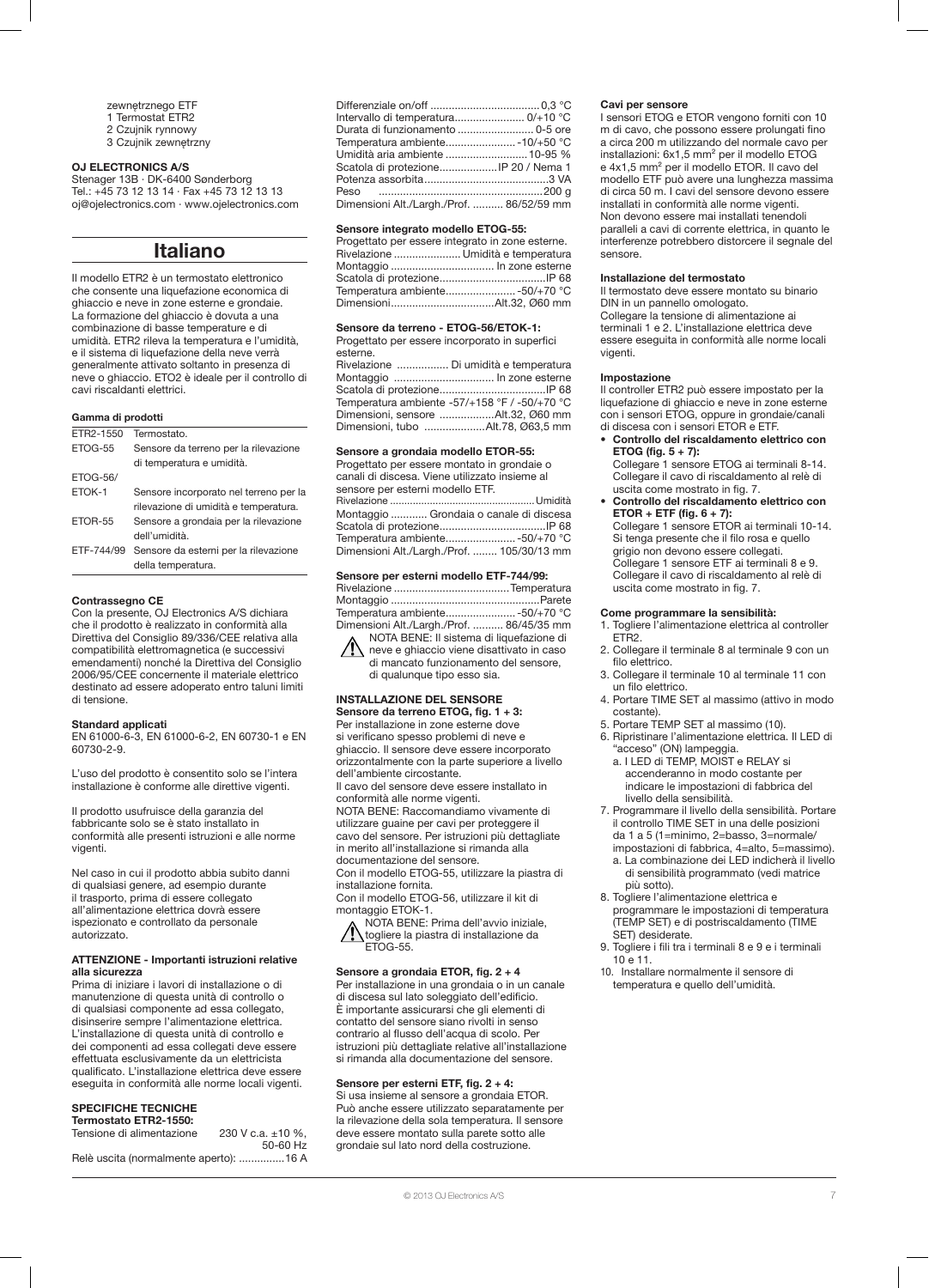zewnętrznego ETF
1 Termostat ETR2
2 Czujnik rynnowy
3 Czujnik zewnętrzny

**OJ ELECTRONICS A/S**
Stenager 13B · DK-6400 Sønderborg
Tel.: +45 73 12 13 14 · Fax +45 73 12 13 13
oj@ojelectronics.com · www.ojelectronics.com

# Italiano

Il modello ETR2 è un termostato elettronico che consente una liquefazione economica di ghiaccio e neve in zone esterne e grondaie. La formazione del ghiaccio è dovuta a una combinazione di basse temperature e di umidità. ETR2 rileva la temperatura e l'umidità, e il sistema di liquefazione della neve verrà generalmente attivato soltanto in presenza di neve o ghiaccio. ETO2 è ideale per il controllo di cavi riscaldanti elettrici.

**Gamma di prodotti**

| | |
|---|---|
| ETR2-1550 | Termostato. |
| ETOG-55 | Sensore da terreno per la rilevazione di temperatura e umidità. |
| ETOG-56/ ETOK-1 | Sensore incorporato nel terreno per la rilevazione di umidità e temperatura. |
| ETOR-55 | Sensore a grondaia per la rilevazione dell'umidità. |
| ETF-744/99 | Sensore da esterni per la rilevazione della temperatura. |

**Contrassegno CE**
Con la presente, OJ Electronics A/S dichiara che il prodotto è realizzato in conformità alla Direttiva del Consiglio 89/336/CEE relativa alla compatibilità elettromagnetica (e successivi emendamenti) nonché la Direttiva del Consiglio 2006/95/CEE concernente il materiale elettrico destinato ad essere adoperato entro taluni limiti di tensione.

**Standard applicati**
EN 61000-6-3, EN 61000-6-2, EN 60730-1 e EN 60730-2-9.

L'uso del prodotto è consentito solo se l'intera installazione è conforme alle direttive vigenti.

Il prodotto usufruisce della garanzia del fabbricante solo se è stato installato in conformità alle presenti istruzioni e alle norme vigenti.

Nel caso in cui il prodotto abbia subito danni di qualsiasi genere, ad esempio durante il trasporto, prima di essere collegato all'alimentazione elettrica dovrà essere ispezionato e controllato da personale autorizzato.

**ATTENZIONE - Importanti istruzioni relative alla sicurezza**
Prima di iniziare i lavori di installazione o di manutenzione di questa unità di controllo o di qualsiasi componente ad essa collegato, disinserire sempre l'alimentazione elettrica. L'installazione di questa unità di controllo e dei componenti ad essa collegati deve essere effettuata esclusivamente da un elettricista qualificato. L'installazione elettrica deve essere eseguita in conformità alle norme locali vigenti.

**SPECIFICHE TECNICHE**
**Termostato ETR2-1550:**
Tensione di alimentazione ........ 230 V c.a. ±10 %, 50-60 Hz
Relè uscita (normalmente aperto): ...............16 A
Differenziale on/off .................................... 0,3 °C
Intervallo di temperatura....................... 0/+10 °C
Durata di funzionamento ......................... 0-5 ore
Temperatura ambiente....................... -10/+50 °C
Umidità aria ambiente ........................... 10-95 %
Scatola di protezione...................IP 20 / Nema 1
Potenza assorbita.........................................3 VA
Peso ......................................................200 g
Dimensioni Alt./Largh./Prof. .......... 86/52/59 mm

**Sensore integrato modello ETOG-55:**
Progettato per essere integrato in zone esterne.
Rivelazione ...................... Umidità e temperatura
Montaggio .................................. In zone esterne
Scatola di protezione...................................IP 68
Temperatura ambiente....................... -50/+70 °C
Dimensioni..................................Alt.32, Ø60 mm

**Sensore da terreno - ETOG-56/ETOK-1:**
Progettato per essere incorporato in superfici esterne.
Rivelazione ................. Di umidità e temperatura
Montaggio ................................. In zone esterne
Scatola di protezione...................................IP 68
Temperatura ambiente -57/+158 °F / -50/+70 °C
Dimensioni, sensore ..................Alt.32, Ø60 mm
Dimensioni, tubo ....................Alt.78, Ø63,5 mm

**Sensore a grondaia modello ETOR-55:**
Progettato per essere montato in grondaie o canali di discesa. Viene utilizzato insieme al sensore per esterni modello ETF.
Rivelazione ..................................................Umidità
Montaggio ............ Grondaia o canale di discesa
Scatola di protezione...................................IP 68
Temperatura ambiente....................... -50/+70 °C
Dimensioni Alt./Largh./Prof. ........ 105/30/13 mm

**Sensore per esterni modello ETF-744/99:**
Rivelazione ......................................Temperatura
Montaggio ..................................................Parete
Temperatura ambiente....................... -50/+70 °C
Dimensioni Alt./Largh./Prof. .......... 86/45/35 mm

⚠ NOTA BENE: Il sistema di liquefazione di neve e ghiaccio viene disattivato in caso di mancato funzionamento del sensore, di qualunque tipo esso sia.

**INSTALLAZIONE DEL SENSORE**
**Sensore da terreno ETOG, fig. 1 + 3:**
Per installazione in zone esterne dove si verificano spesso problemi di neve e ghiaccio. Il sensore deve essere incorporato orizzontalmente con la parte superiore a livello dell'ambiente circostante.
Il cavo del sensore deve essere installato in conformità alle norme vigenti.
NOTA BENE: Raccomandiamo vivamente di utilizzare guaine per cavi per proteggere il cavo del sensore. Per istruzioni più dettagliate in merito all'installazione si rimanda alla documentazione del sensore.
Con il modello ETOG-55, utilizzare la piastra di installazione fornita.
Con il modello ETOG-56, utilizzare il kit di montaggio ETOK-1.

⚠ NOTA BENE: Prima dell'avvio iniziale, togliere la piastra di installazione da ETOG-55.

**Sensore a grondaia ETOR, fig. 2 + 4**
Per installazione in una grondaia o in un canale di discesa sul lato soleggiato dell'edificio. È importante assicurarsi che gli elementi di contatto del sensore siano rivolti in senso contrario al flusso dell'acqua di scolo. Per istruzioni più dettagliate relative all'installazione si rimanda alla documentazione del sensore.

**Sensore per esterni ETF, fig. 2 + 4:**
Si usa insieme al sensore a grondaia ETOR. Può anche essere utilizzato separatamente per la rilevazione della sola temperatura. Il sensore deve essere montato sulla parete sotto alle grondaie sul lato nord della costruzione.

**Cavi per sensore**
I sensori ETOG e ETOR vengono forniti con 10 m di cavo, che possono essere prolungati fino a circa 200 m utilizzando del normale cavo per installazioni: 6x1,5 mm² per il modello ETOG e 4x1,5 mm² per il modello ETOR. Il cavo del modello ETF può avere una lunghezza massima di circa 50 m. I cavi del sensore devono essere installati in conformità alle norme vigenti.
Non devono essere mai installati tenendoli paralleli a cavi di corrente elettrica, in quanto le interferenze potrebbero distorcere il segnale del sensore.

**Installazione del termostato**
Il termostato deve essere montato su binario DIN in un pannello omologato.
Collegare la tensione di alimentazione ai terminali 1 e 2. L'installazione elettrica deve essere eseguita in conformità alle norme locali vigenti.

**Impostazione**
Il controller ETR2 può essere impostato per la liquefazione di ghiaccio e neve in zone esterne con i sensori ETOG, oppure in grondaie/canali di discesa con i sensori ETOR e ETF.

- **Controllo del riscaldamento elettrico con ETOG (fig. 5 + 7):**
  Collegare 1 sensore ETOG ai terminali 8-14. Collegare il cavo di riscaldamento al relè di uscita come mostrato in fig. 7.
- **Controllo del riscaldamento elettrico con ETOR + ETF (fig. 6 + 7):**
  Collegare 1 sensore ETOR ai terminali 10-14. Si tenga presente che il filo rosa e quello grigio non devono essere collegati.
  Collegare 1 sensore ETF ai terminali 8 e 9. Collegare il cavo di riscaldamento al relè di uscita come mostrato in fig. 7.

**Come programmare la sensibilità:**
1. Togliere l'alimentazione elettrica al controller ETR2.
2. Collegare il terminale 8 al terminale 9 con un filo elettrico.
3. Collegare il terminale 10 al terminale 11 con un filo elettrico.
4. Portare TIME SET al massimo (attivo in modo costante).
5. Portare TEMP SET al massimo (10).
6. Ripristinare l'alimentazione elettrica. Il LED di "acceso" (ON) lampeggia.
   a. I LED di TEMP, MOIST e RELAY si accenderanno in modo costante per indicare le impostazioni di fabbrica del livello della sensibilità.
7. Programmare il livello della sensibilità. Portare il controllo TIME SET in una delle posizioni da 1 a 5 (1=minimo, 2=basso, 3=normale/impostazioni di fabbrica, 4=alto, 5=massimo).
   a. La combinazione dei LED indicherà il livello di sensibilità programmato (vedi matrice più sotto).
8. Togliere l'alimentazione elettrica e programmare le impostazioni di temperatura (TEMP SET) e di postriscaldamento (TIME SET) desiderate.
9. Togliere i fili tra i terminali 8 e 9 e i terminali 10 e 11.
10. Installare normalmente il sensore di temperatura e quello dell'umidità.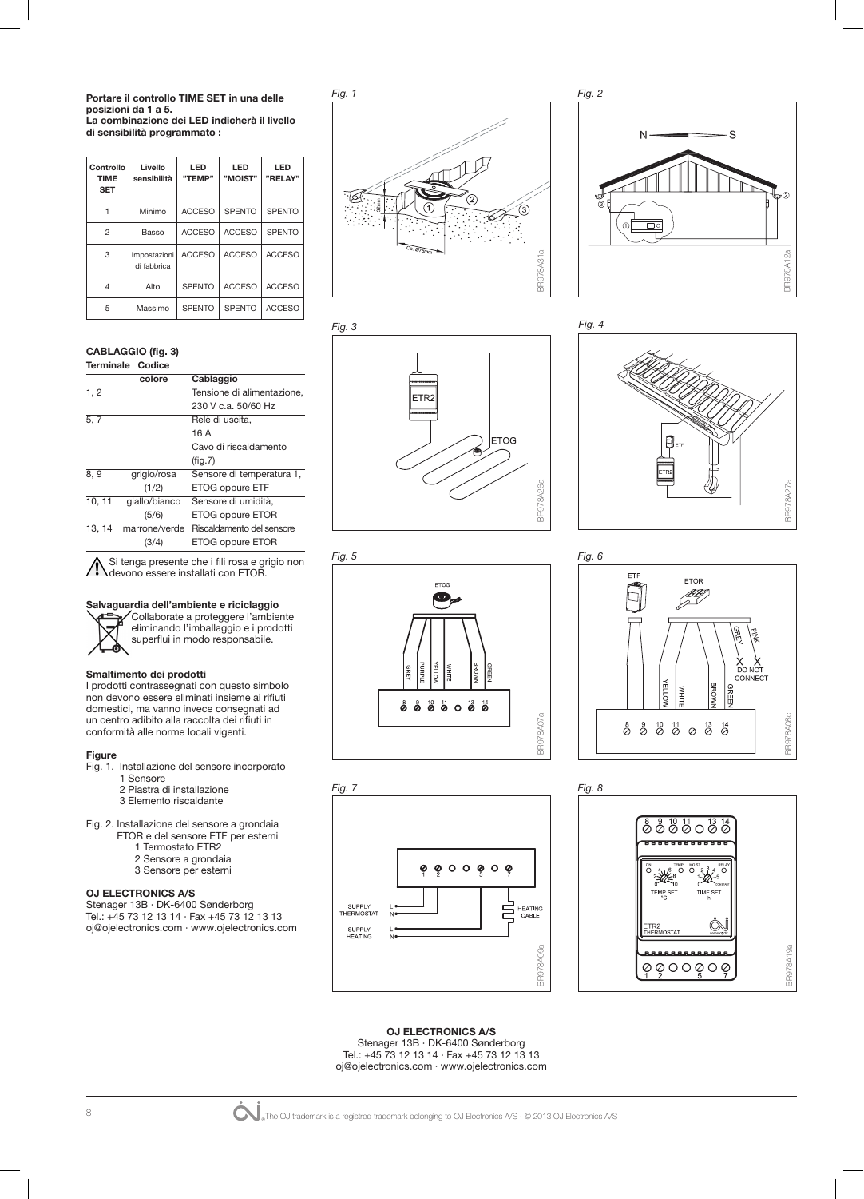**Portare il controllo TIME SET in una delle posizioni da 1 a 5.**
**La combinazione dei LED indicherà il livello di sensibilità programmato :**

| Controllo TIME SET | Livello sensibilità | LED "TEMP" | LED "MOIST" | LED "RELAY" |
|---|---|---|---|---|
| 1 | Minimo | ACCESO | SPENTO | SPENTO |
| 2 | Basso | ACCESO | ACCESO | SPENTO |
| 3 | Impostazioni di fabbrica | ACCESO | ACCESO | ACCESO |
| 4 | Alto | SPENTO | ACCESO | ACCESO |
| 5 | Massimo | SPENTO | SPENTO | ACCESO |

### CABLAGGIO (fig. 3)

| Terminale | Codice colore | Cablaggio |
|---|---|---|
| 1, 2 | | Tensione di alimentazione, 230 V c.a. 50/60 Hz |
| 5, 7 | | Relè di uscita, 16 A Cavo di riscaldamento (fig.7) |
| 8, 9 | grigio/rosa (1/2) | Sensore di temperatura 1, ETOG oppure ETF |
| 10, 11 | giallo/bianco (5/6) | Sensore di umidità, ETOG oppure ETOR |
| 13, 14 | marrone/verde (3/4) | Riscaldamento del sensore ETOG oppure ETOR |

⚠ Si tenga presente che i fili rosa e grigio non devono essere installati con ETOR.

### Salvaguardia dell'ambiente e riciclaggio

Collaborate a proteggere l'ambiente eliminando l'imballaggio e i prodotti superflui in modo responsabile.

### Smaltimento dei prodotti

I prodotti contrassegnati con questo simbolo non devono essere eliminati insieme ai rifiuti domestici, ma vanno invece consegnati ad un centro adibito alla raccolta dei rifiuti in conformità alle norme locali vigenti.

### Figure

Fig. 1. Installazione del sensore incorporato
- 1 Sensore
- 2 Piastra di installazione
- 3 Elemento riscaldante

Fig. 2. Installazione del sensore a grondaia ETOR e del sensore ETF per esterni
- 1 Termostato ETR2
- 2 Sensore a grondaia
- 3 Sensore per esterni

**OJ ELECTRONICS A/S**
Stenager 13B · DK-6400 Sønderborg
Tel.: +45 73 12 13 14 · Fax +45 73 12 13 13
oj@ojelectronics.com · www.ojelectronics.com

*Fig. 1*

Ca. Ø70mm
BR978A31a

*Fig. 2*

N S
BR978A12a

*Fig. 3*

ETR2
ETOG
BR978A26a

*Fig. 4*

ETF
ETR2
BR978A27a

*Fig. 5*

ETOG
GREY PURPLE YELLOW WHITE BROWN GREEN
8 9 10 11 13 14
BR978A07a

*Fig. 6*

ETF ETOR
GREY PINK
DO NOT CONNECT
YELLOW WHITE BROWN GREEN
8 9 10 11 13 14
BR978A08c

*Fig. 7*

1 2 5 7
SUPPLY THERMOSTAT L N
SUPPLY HEATING L N
HEATING CABLE
BR978A09a

*Fig. 8*

8 9 10 11 13 14
ON TEMP. MOIST RELAY
TEMP.SET °C
TIME.SET h
ETR2 THERMOSTAT
1 2 5 7
BR978A19a

**OJ ELECTRONICS A/S**
Stenager 13B · DK-6400 Sønderborg
Tel.: +45 73 12 13 14 · Fax +45 73 12 13 13
oj@ojelectronics.com · www.ojelectronics.com

The OJ trademark is a registred trademark belonging to OJ Electronics A/S · © 2013 OJ Electronics A/S